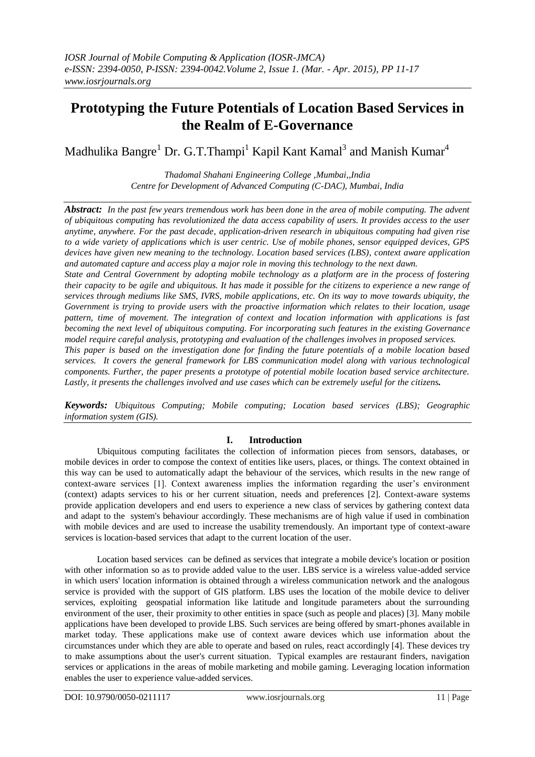# Prototyping the Future Potentials of Location Based Services in the Realm of E-Governance

Madhulika Bangre[1] Dr. G.T.Thampi[1] Kapil Kant Kamal[3] and Manish Kumar[4]

*Thadomal Shahani Engineering College ,Mumbai,,India*
*Centre for Development of Advanced Computing (C-DAC), Mumbai, India*

***Abstract:*** *In the past few years tremendous work has been done in the area of mobile computing. The advent of ubiquitous computing has revolutionized the data access capability of users. It provides access to the user anytime, anywhere. For the past decade, application-driven research in ubiquitous computing had given rise to a wide variety of applications which is user centric. Use of mobile phones, sensor equipped devices, GPS devices have given new meaning to the technology. Location based services (LBS), context aware application and automated capture and access play a major role in moving this technology to the next dawn.*

*State and Central Government by adopting mobile technology as a platform are in the process of fostering their capacity to be agile and ubiquitous. It has made it possible for the citizens to experience a new range of services through mediums like SMS, IVRS, mobile applications, etc. On its way to move towards ubiquity, the Government is trying to provide users with the proactive information which relates to their location, usage pattern, time of movement. The integration of context and location information with applications is fast becoming the next level of ubiquitous computing. For incorporating such features in the existing Governance model require careful analysis, prototyping and evaluation of the challenges involves in proposed services.*

*This paper is based on the investigation done for finding the future potentials of a mobile location based services. It covers the general framework for LBS communication model along with various technological components. Further, the paper presents a prototype of potential mobile location based service architecture. Lastly, it presents the challenges involved and use cases which can be extremely useful for the citizens.*

***Keywords:*** *Ubiquitous Computing; Mobile computing; Location based services (LBS); Geographic information system (GIS).*

## I. Introduction

Ubiquitous computing facilitates the collection of information pieces from sensors, databases, or mobile devices in order to compose the context of entities like users, places, or things. The context obtained in this way can be used to automatically adapt the behaviour of the services, which results in the new range of context-aware services [1]. Context awareness implies the information regarding the user's environment (context) adapts services to his or her current situation, needs and preferences [2]. Context-aware systems provide application developers and end users to experience a new class of services by gathering context data and adapt to the system's behaviour accordingly. These mechanisms are of high value if used in combination with mobile devices and are used to increase the usability tremendously. An important type of context-aware services is location-based services that adapt to the current location of the user.

Location based services can be defined as services that integrate a mobile device's location or position with other information so as to provide added value to the user. LBS service is a wireless value-added service in which users' location information is obtained through a wireless communication network and the analogous service is provided with the support of GIS platform. LBS uses the location of the mobile device to deliver services, exploiting geospatial information like latitude and longitude parameters about the surrounding environment of the user, their proximity to other entities in space (such as people and places) [3]. Many mobile applications have been developed to provide LBS. Such services are being offered by smart-phones available in market today. These applications make use of context aware devices which use information about the circumstances under which they are able to operate and based on rules, react accordingly [4]. These devices try to make assumptions about the user's current situation. Typical examples are restaurant finders, navigation services or applications in the areas of mobile marketing and mobile gaming. Leveraging location information enables the user to experience value-added services.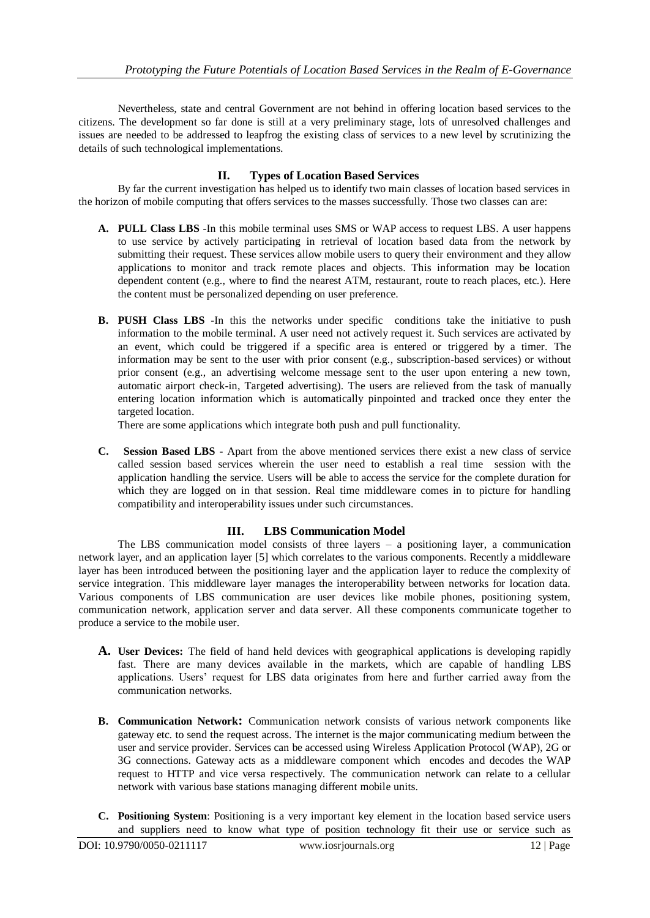Nevertheless, state and central Government are not behind in offering location based services to the citizens. The development so far done is still at a very preliminary stage, lots of unresolved challenges and issues are needed to be addressed to leapfrog the existing class of services to a new level by scrutinizing the details of such technological implementations.

## II. Types of Location Based Services

By far the current investigation has helped us to identify two main classes of location based services in the horizon of mobile computing that offers services to the masses successfully. Those two classes can are:

**A. PULL Class LBS** -In this mobile terminal uses SMS or WAP access to request LBS. A user happens to use service by actively participating in retrieval of location based data from the network by submitting their request. These services allow mobile users to query their environment and they allow applications to monitor and track remote places and objects. This information may be location dependent content (e.g., where to find the nearest ATM, restaurant, route to reach places, etc.). Here the content must be personalized depending on user preference.

**B. PUSH Class LBS** -In this the networks under specific conditions take the initiative to push information to the mobile terminal. A user need not actively request it. Such services are activated by an event, which could be triggered if a specific area is entered or triggered by a timer. The information may be sent to the user with prior consent (e.g., subscription-based services) or without prior consent (e.g., an advertising welcome message sent to the user upon entering a new town, automatic airport check-in, Targeted advertising). The users are relieved from the task of manually entering location information which is automatically pinpointed and tracked once they enter the targeted location.

There are some applications which integrate both push and pull functionality.

**C. Session Based LBS** - Apart from the above mentioned services there exist a new class of service called session based services wherein the user need to establish a real time session with the application handling the service. Users will be able to access the service for the complete duration for which they are logged on in that session. Real time middleware comes in to picture for handling compatibility and interoperability issues under such circumstances.

## III. LBS Communication Model

The LBS communication model consists of three layers – a positioning layer, a communication network layer, and an application layer [5] which correlates to the various components. Recently a middleware layer has been introduced between the positioning layer and the application layer to reduce the complexity of service integration. This middleware layer manages the interoperability between networks for location data. Various components of LBS communication are user devices like mobile phones, positioning system, communication network, application server and data server. All these components communicate together to produce a service to the mobile user.

**A. User Devices:** The field of hand held devices with geographical applications is developing rapidly fast. There are many devices available in the markets, which are capable of handling LBS applications. Users' request for LBS data originates from here and further carried away from the communication networks.

**B. Communication Network:** Communication network consists of various network components like gateway etc. to send the request across. The internet is the major communicating medium between the user and service provider. Services can be accessed using Wireless Application Protocol (WAP), 2G or 3G connections. Gateway acts as a middleware component which encodes and decodes the WAP request to HTTP and vice versa respectively. The communication network can relate to a cellular network with various base stations managing different mobile units.

**C. Positioning System**: Positioning is a very important key element in the location based service users and suppliers need to know what type of position technology fit their use or service such as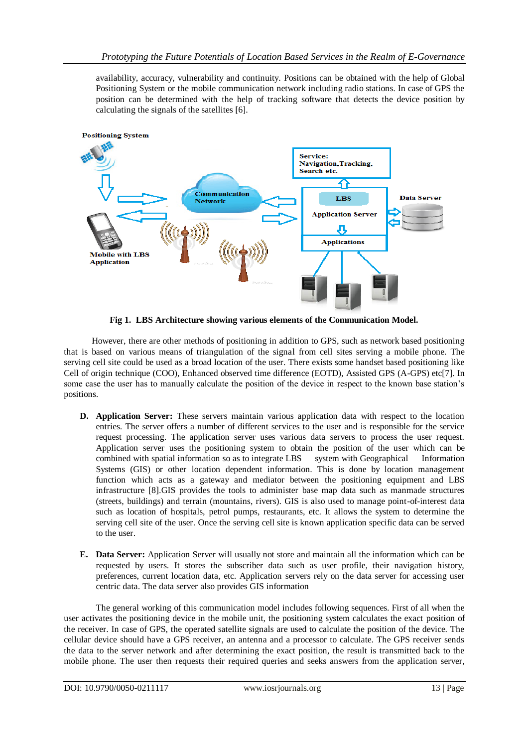availability, accuracy, vulnerability and continuity. Positions can be obtained with the help of Global Positioning System or the mobile communication network including radio stations. In case of GPS the position can be determined with the help of tracking software that detects the device position by calculating the signals of the satellites [6].

**Fig 1. LBS Architecture showing various elements of the Communication Model.**

However, there are other methods of positioning in addition to GPS, such as network based positioning that is based on various means of triangulation of the signal from cell sites serving a mobile phone. The serving cell site could be used as a broad location of the user. There exists some handset based positioning like Cell of origin technique (COO), Enhanced observed time difference (EOTD), Assisted GPS (A-GPS) etc[7]. In some case the user has to manually calculate the position of the device in respect to the known base station's positions.

**D. Application Server:** These servers maintain various application data with respect to the location entries. The server offers a number of different services to the user and is responsible for the service request processing. The application server uses various data servers to process the user request. Application server uses the positioning system to obtain the position of the user which can be combined with spatial information so as to integrate LBS system with Geographical Information Systems (GIS) or other location dependent information. This is done by location management function which acts as a gateway and mediator between the positioning equipment and LBS infrastructure [8].GIS provides the tools to administer base map data such as manmade structures (streets, buildings) and terrain (mountains, rivers). GIS is also used to manage point-of-interest data such as location of hospitals, petrol pumps, restaurants, etc. It allows the system to determine the serving cell site of the user. Once the serving cell site is known application specific data can be served to the user.

**E. Data Server:** Application Server will usually not store and maintain all the information which can be requested by users. It stores the subscriber data such as user profile, their navigation history, preferences, current location data, etc. Application servers rely on the data server for accessing user centric data. The data server also provides GIS information

The general working of this communication model includes following sequences. First of all when the user activates the positioning device in the mobile unit, the positioning system calculates the exact position of the receiver. In case of GPS, the operated satellite signals are used to calculate the position of the device. The cellular device should have a GPS receiver, an antenna and a processor to calculate. The GPS receiver sends the data to the server network and after determining the exact position, the result is transmitted back to the mobile phone. The user then requests their required queries and seeks answers from the application server,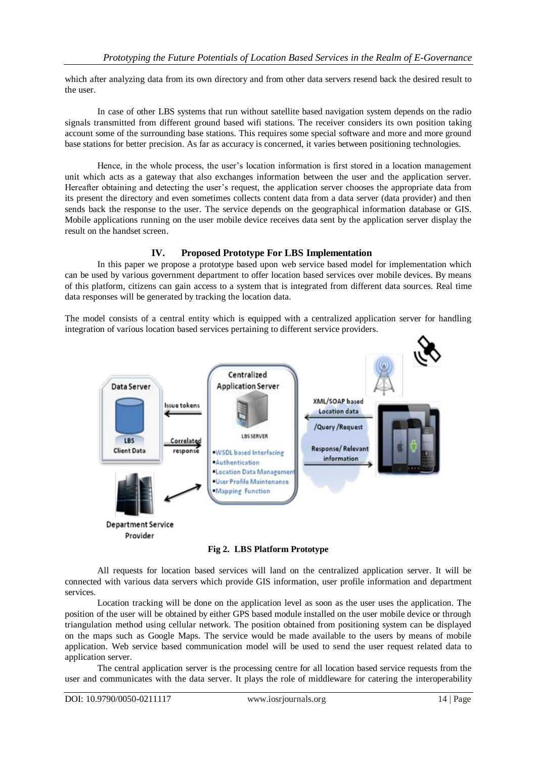which after analyzing data from its own directory and from other data servers resend back the desired result to the user.

In case of other LBS systems that run without satellite based navigation system depends on the radio signals transmitted from different ground based wifi stations. The receiver considers its own position taking account some of the surrounding base stations. This requires some special software and more and more ground base stations for better precision. As far as accuracy is concerned, it varies between positioning technologies.

Hence, in the whole process, the user's location information is first stored in a location management unit which acts as a gateway that also exchanges information between the user and the application server. Hereafter obtaining and detecting the user's request, the application server chooses the appropriate data from its present the directory and even sometimes collects content data from a data server (data provider) and then sends back the response to the user. The service depends on the geographical information database or GIS. Mobile applications running on the user mobile device receives data sent by the application server display the result on the handset screen.

## IV. Proposed Prototype For LBS Implementation

In this paper we propose a prototype based upon web service based model for implementation which can be used by various government department to offer location based services over mobile devices. By means of this platform, citizens can gain access to a system that is integrated from different data sources. Real time data responses will be generated by tracking the location data.

The model consists of a central entity which is equipped with a centralized application server for handling integration of various location based services pertaining to different service providers.

**Fig 2. LBS Platform Prototype**

All requests for location based services will land on the centralized application server. It will be connected with various data servers which provide GIS information, user profile information and department services.

Location tracking will be done on the application level as soon as the user uses the application. The position of the user will be obtained by either GPS based module installed on the user mobile device or through triangulation method using cellular network. The position obtained from positioning system can be displayed on the maps such as Google Maps. The service would be made available to the users by means of mobile application. Web service based communication model will be used to send the user request related data to application server.

The central application server is the processing centre for all location based service requests from the user and communicates with the data server. It plays the role of middleware for catering the interoperability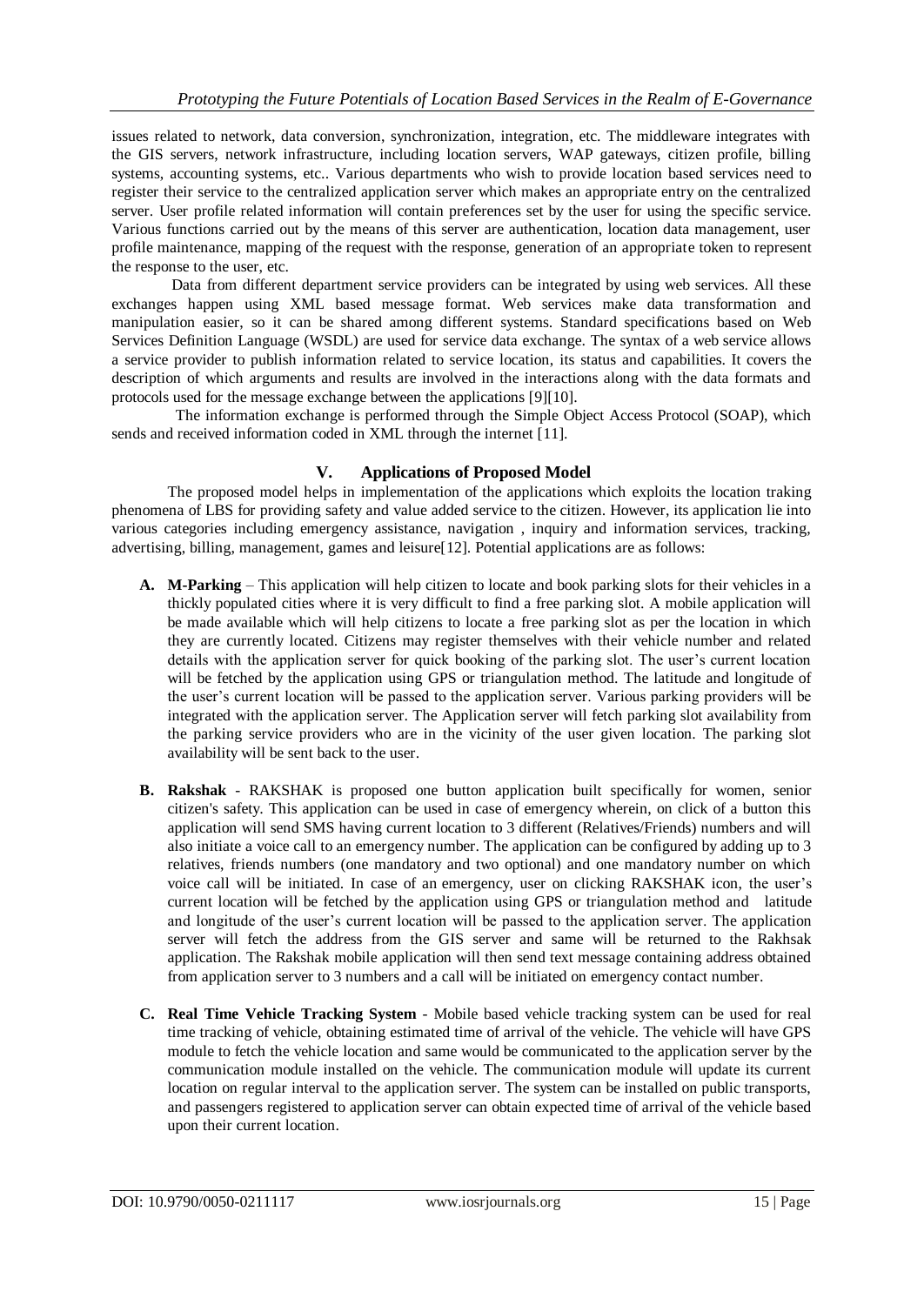issues related to network, data conversion, synchronization, integration, etc. The middleware integrates with the GIS servers, network infrastructure, including location servers, WAP gateways, citizen profile, billing systems, accounting systems, etc.. Various departments who wish to provide location based services need to register their service to the centralized application server which makes an appropriate entry on the centralized server. User profile related information will contain preferences set by the user for using the specific service. Various functions carried out by the means of this server are authentication, location data management, user profile maintenance, mapping of the request with the response, generation of an appropriate token to represent the response to the user, etc.

Data from different department service providers can be integrated by using web services. All these exchanges happen using XML based message format. Web services make data transformation and manipulation easier, so it can be shared among different systems. Standard specifications based on Web Services Definition Language (WSDL) are used for service data exchange. The syntax of a web service allows a service provider to publish information related to service location, its status and capabilities. It covers the description of which arguments and results are involved in the interactions along with the data formats and protocols used for the message exchange between the applications [9][10].

The information exchange is performed through the Simple Object Access Protocol (SOAP), which sends and received information coded in XML through the internet [11].

## V. Applications of Proposed Model

The proposed model helps in implementation of the applications which exploits the location traking phenomena of LBS for providing safety and value added service to the citizen. However, its application lie into various categories including emergency assistance, navigation , inquiry and information services, tracking, advertising, billing, management, games and leisure[12]. Potential applications are as follows:

**A. M-Parking** – This application will help citizen to locate and book parking slots for their vehicles in a thickly populated cities where it is very difficult to find a free parking slot. A mobile application will be made available which will help citizens to locate a free parking slot as per the location in which they are currently located. Citizens may register themselves with their vehicle number and related details with the application server for quick booking of the parking slot. The user's current location will be fetched by the application using GPS or triangulation method. The latitude and longitude of the user's current location will be passed to the application server. Various parking providers will be integrated with the application server. The Application server will fetch parking slot availability from the parking service providers who are in the vicinity of the user given location. The parking slot availability will be sent back to the user.

**B. Rakshak** - RAKSHAK is proposed one button application built specifically for women, senior citizen's safety. This application can be used in case of emergency wherein, on click of a button this application will send SMS having current location to 3 different (Relatives/Friends) numbers and will also initiate a voice call to an emergency number. The application can be configured by adding up to 3 relatives, friends numbers (one mandatory and two optional) and one mandatory number on which voice call will be initiated. In case of an emergency, user on clicking RAKSHAK icon, the user's current location will be fetched by the application using GPS or triangulation method and latitude and longitude of the user's current location will be passed to the application server. The application server will fetch the address from the GIS server and same will be returned to the Rakhsak application. The Rakshak mobile application will then send text message containing address obtained from application server to 3 numbers and a call will be initiated on emergency contact number.

**C. Real Time Vehicle Tracking System** - Mobile based vehicle tracking system can be used for real time tracking of vehicle, obtaining estimated time of arrival of the vehicle. The vehicle will have GPS module to fetch the vehicle location and same would be communicated to the application server by the communication module installed on the vehicle. The communication module will update its current location on regular interval to the application server. The system can be installed on public transports, and passengers registered to application server can obtain expected time of arrival of the vehicle based upon their current location.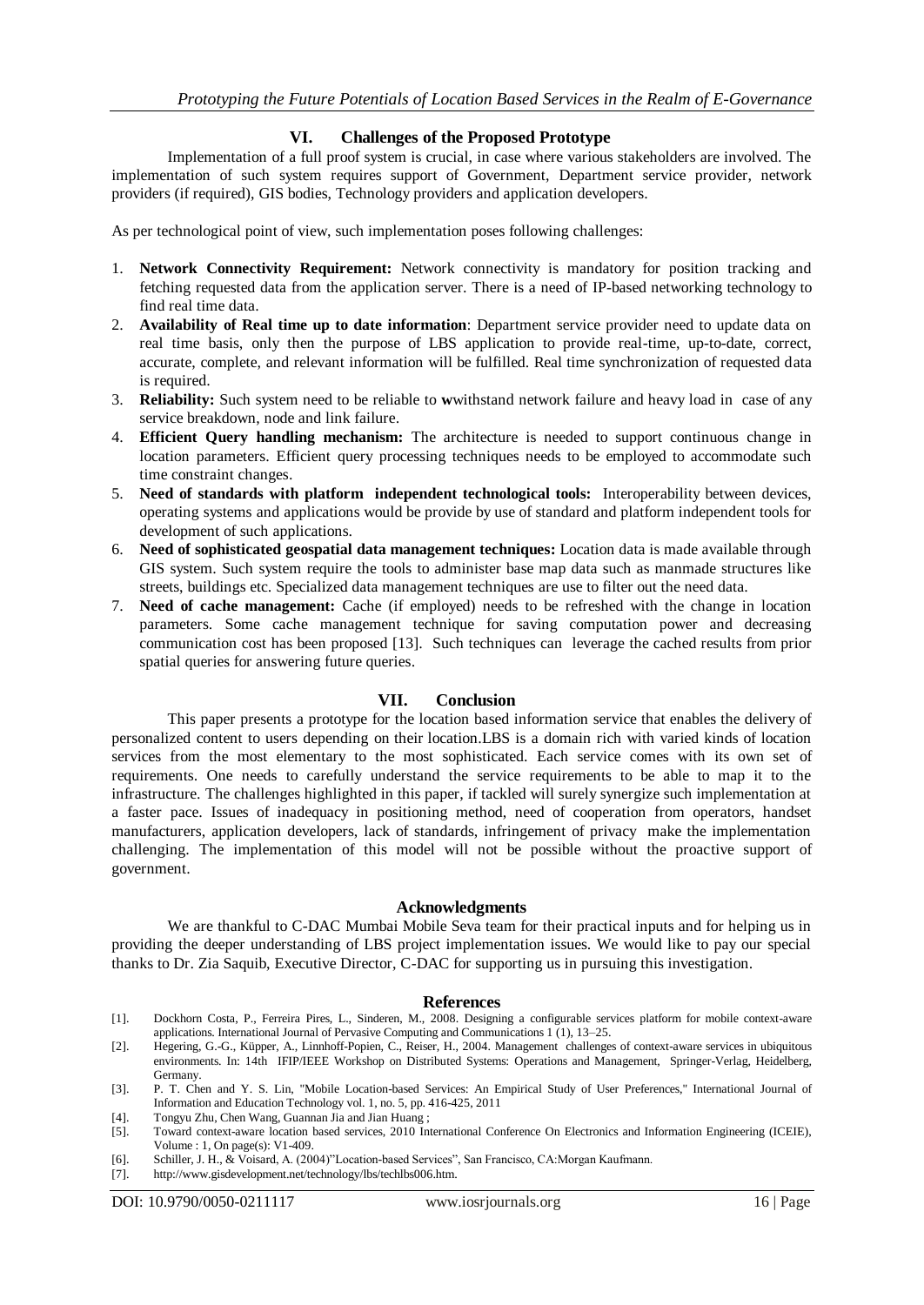## VI. Challenges of the Proposed Prototype

Implementation of a full proof system is crucial, in case where various stakeholders are involved. The implementation of such system requires support of Government, Department service provider, network providers (if required), GIS bodies, Technology providers and application developers.

As per technological point of view, such implementation poses following challenges:

1. **Network Connectivity Requirement:** Network connectivity is mandatory for position tracking and fetching requested data from the application server. There is a need of IP-based networking technology to find real time data.
2. **Availability of Real time up to date information**: Department service provider need to update data on real time basis, only then the purpose of LBS application to provide real-time, up-to-date, correct, accurate, complete, and relevant information will be fulfilled. Real time synchronization of requested data is required.
3. **Reliability:** Such system need to be reliable to **w**withstand network failure and heavy load in case of any service breakdown, node and link failure.
4. **Efficient Query handling mechanism:** The architecture is needed to support continuous change in location parameters. Efficient query processing techniques needs to be employed to accommodate such time constraint changes.
5. **Need of standards with platform independent technological tools:** Interoperability between devices, operating systems and applications would be provide by use of standard and platform independent tools for development of such applications.
6. **Need of sophisticated geospatial data management techniques:** Location data is made available through GIS system. Such system require the tools to administer base map data such as manmade structures like streets, buildings etc. Specialized data management techniques are use to filter out the need data.
7. **Need of cache management:** Cache (if employed) needs to be refreshed with the change in location parameters. Some cache management technique for saving computation power and decreasing communication cost has been proposed [13]. Such techniques can leverage the cached results from prior spatial queries for answering future queries.

## VII. Conclusion

This paper presents a prototype for the location based information service that enables the delivery of personalized content to users depending on their location.LBS is a domain rich with varied kinds of location services from the most elementary to the most sophisticated. Each service comes with its own set of requirements. One needs to carefully understand the service requirements to be able to map it to the infrastructure. The challenges highlighted in this paper, if tackled will surely synergize such implementation at a faster pace. Issues of inadequacy in positioning method, need of cooperation from operators, handset manufacturers, application developers, lack of standards, infringement of privacy make the implementation challenging. The implementation of this model will not be possible without the proactive support of government.

## Acknowledgments

We are thankful to C-DAC Mumbai Mobile Seva team for their practical inputs and for helping us in providing the deeper understanding of LBS project implementation issues. We would like to pay our special thanks to Dr. Zia Saquib, Executive Director, C-DAC for supporting us in pursuing this investigation.

## References

[1]. Dockhorn Costa, P., Ferreira Pires, L., Sinderen, M., 2008. Designing a configurable services platform for mobile context-aware applications. International Journal of Pervasive Computing and Communications 1 (1), 13–25.

[2]. Hegering, G.-G., Küpper, A., Linnhoff-Popien, C., Reiser, H., 2004. Management challenges of context-aware services in ubiquitous environments. In: 14th IFIP/IEEE Workshop on Distributed Systems: Operations and Management, Springer-Verlag, Heidelberg, Germany.

[3]. P. T. Chen and Y. S. Lin, "Mobile Location-based Services: An Empirical Study of User Preferences," International Journal of Information and Education Technology vol. 1, no. 5, pp. 416-425, 2011

[4]. Tongyu Zhu, Chen Wang, Guannan Jia and Jian Huang ;

[5]. Toward context-aware location based services, 2010 International Conference On Electronics and Information Engineering (ICEIE), Volume : 1, On page(s): V1-409.

[6]. Schiller, J. H., & Voisard, A. (2004)"Location-based Services", San Francisco, CA:Morgan Kaufmann.

[7]. http://www.gisdevelopment.net/technology/lbs/techlbs006.htm.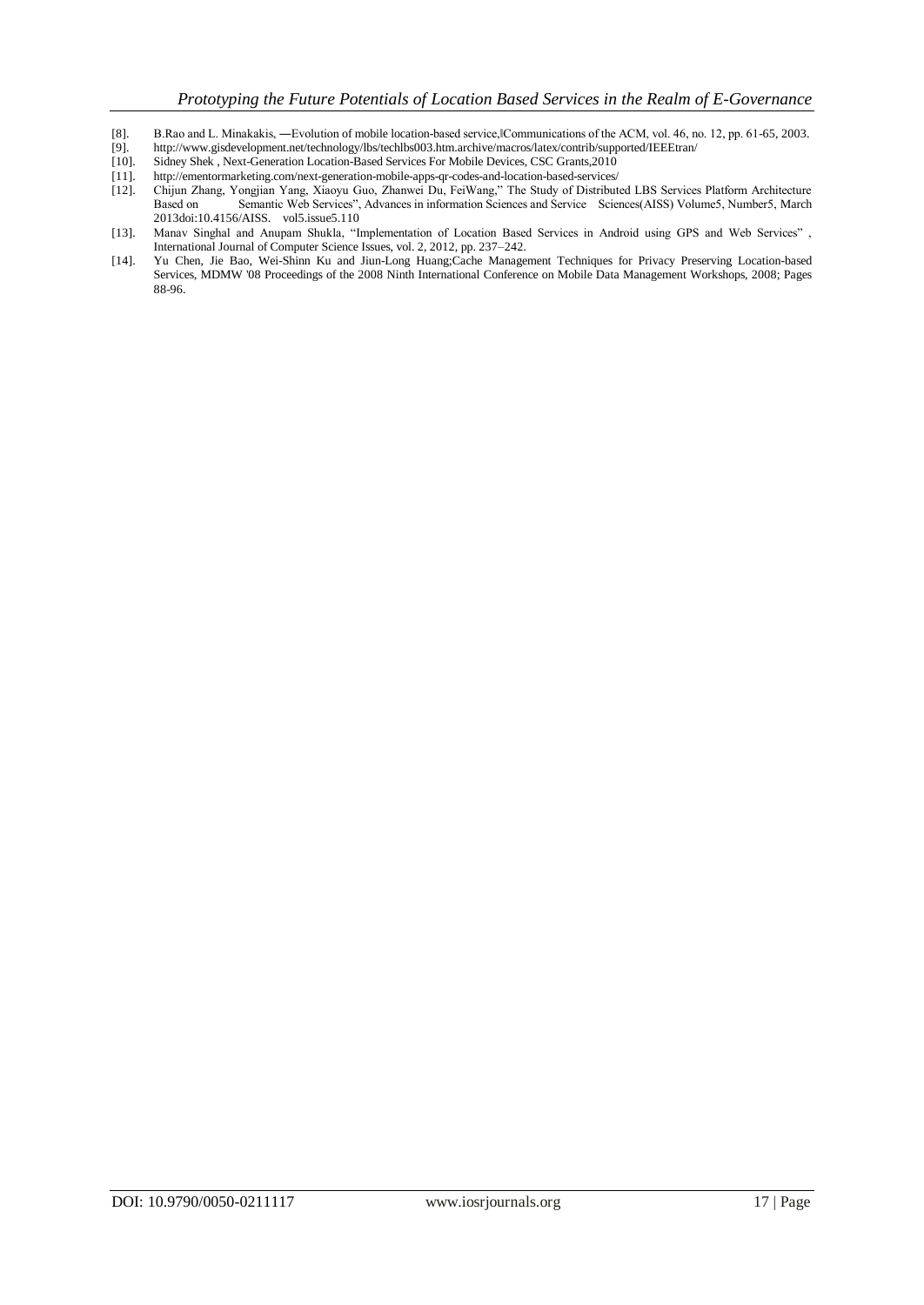[8]. B.Rao and L. Minakakis, ―Evolution of mobile location-based service,‖Communications of the ACM, vol. 46, no. 12, pp. 61-65, 2003.

[9]. http://www.gisdevelopment.net/technology/lbs/techlbs003.htm.archive/macros/latex/contrib/supported/IEEEtran/

[10]. Sidney Shek , Next-Generation Location-Based Services For Mobile Devices, CSC Grants,2010

[11]. http://ementormarketing.com/next-generation-mobile-apps-qr-codes-and-location-based-services/

[12]. Chijun Zhang, Yongjian Yang, Xiaoyu Guo, Zhanwei Du, FeiWang," The Study of Distributed LBS Services Platform Architecture Based on Semantic Web Services", Advances in information Sciences and Service Sciences(AISS) Volume5, Number5, March 2013doi:10.4156/AISS. vol5.issue5.110

[13]. Manav Singhal and Anupam Shukla, "Implementation of Location Based Services in Android using GPS and Web Services" , International Journal of Computer Science Issues, vol. 2, 2012, pp. 237–242.

[14]. Yu Chen, Jie Bao, Wei-Shinn Ku and Jiun-Long Huang;Cache Management Techniques for Privacy Preserving Location-based Services, MDMW '08 Proceedings of the 2008 Ninth International Conference on Mobile Data Management Workshops, 2008; Pages 88-96.